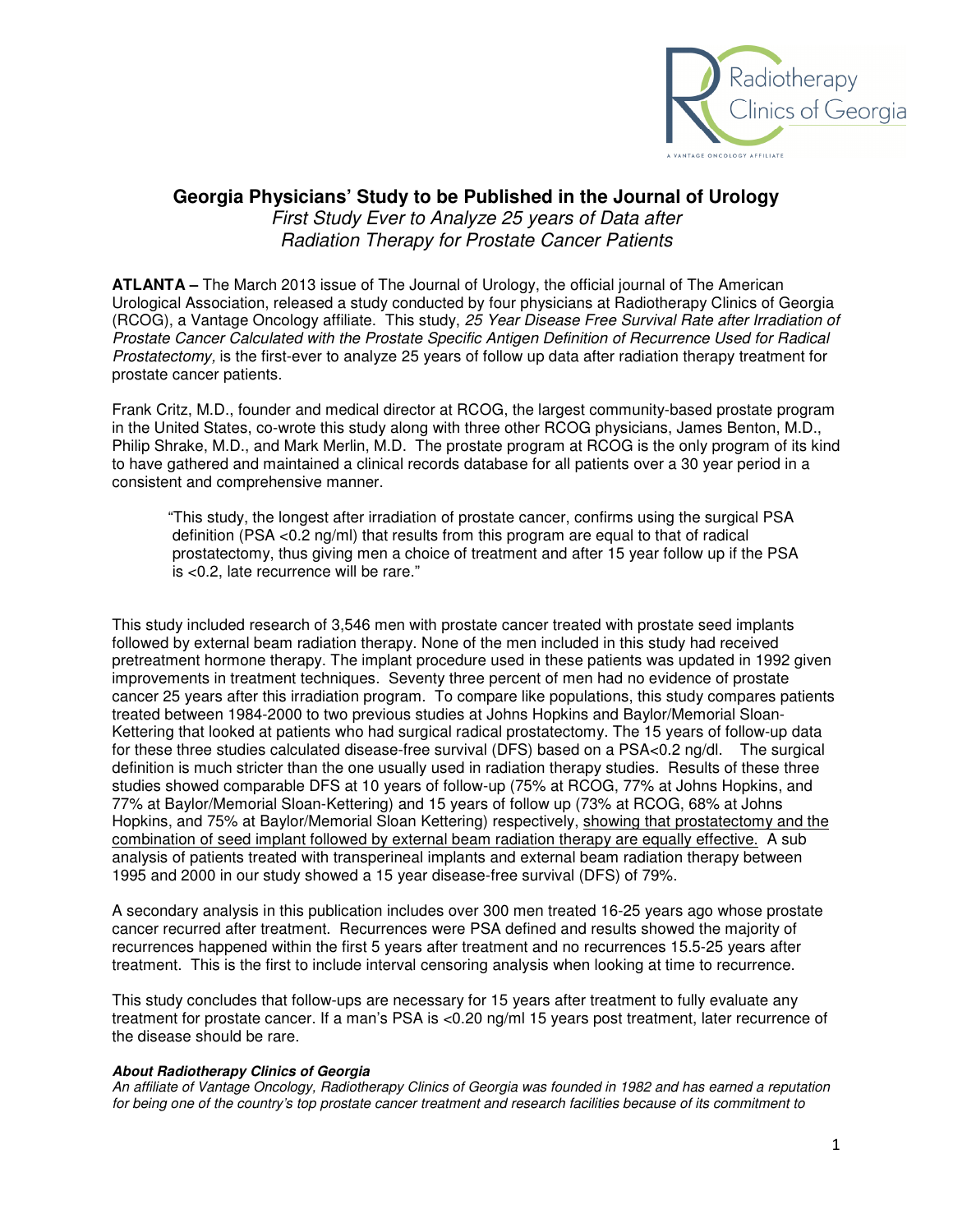# Georgia Physicians' Study to be Published in the Journal of Urology

*First Study Ever to Analyze 25 years of Data after Radiation Therapy for Prostate Cancer Patients*

**ATLANTA –** The March 2013 issue of The Journal of Urology, the official journal of The American Urological Association, released a study conducted by four physicians at Radiotherapy Clinics of Georgia (RCOG), a Vantage Oncology affiliate. This study, *25 Year Disease Free Survival Rate after Irradiation of Prostate Cancer Calculated with the Prostate Specific Antigen Definition of Recurrence Used for Radical Prostatectomy,* is the first-ever to analyze 25 years of follow up data after radiation therapy treatment for prostate cancer patients.

Frank Critz, M.D., founder and medical director at RCOG, the largest community-based prostate program in the United States, co-wrote this study along with three other RCOG physicians, James Benton, M.D., Philip Shrake, M.D., and Mark Merlin, M.D. The prostate program at RCOG is the only program of its kind to have gathered and maintained a clinical records database for all patients over a 30 year period in a consistent and comprehensive manner.

> "This study, the longest after irradiation of prostate cancer, confirms using the surgical PSA definition (PSA <0.2 ng/ml) that results from this program are equal to that of radical prostatectomy, thus giving men a choice of treatment and after 15 year follow up if the PSA is <0.2, late recurrence will be rare."

This study included research of 3,546 men with prostate cancer treated with prostate seed implants followed by external beam radiation therapy. None of the men included in this study had received pretreatment hormone therapy. The implant procedure used in these patients was updated in 1992 given improvements in treatment techniques. Seventy three percent of men had no evidence of prostate cancer 25 years after this irradiation program. To compare like populations, this study compares patients treated between 1984-2000 to two previous studies at Johns Hopkins and Baylor/Memorial Sloan-Kettering that looked at patients who had surgical radical prostatectomy. The 15 years of follow-up data for these three studies calculated disease-free survival (DFS) based on a PSA<0.2 ng/dl. The surgical definition is much stricter than the one usually used in radiation therapy studies. Results of these three studies showed comparable DFS at 10 years of follow-up (75% at RCOG, 77% at Johns Hopkins, and 77% at Baylor/Memorial Sloan-Kettering) and 15 years of follow up (73% at RCOG, 68% at Johns Hopkins, and 75% at Baylor/Memorial Sloan Kettering) respectively, <u>showing that prostatectomy and the combination of seed implant followed by external beam radiation therapy are equally effective.</u> A sub analysis of patients treated with transperineal implants and external beam radiation therapy between 1995 and 2000 in our study showed a 15 year disease-free survival (DFS) of 79%.

A secondary analysis in this publication includes over 300 men treated 16-25 years ago whose prostate cancer recurred after treatment. Recurrences were PSA defined and results showed the majority of recurrences happened within the first 5 years after treatment and no recurrences 15.5-25 years after treatment. This is the first to include interval censoring analysis when looking at time to recurrence.

This study concludes that follow-ups are necessary for 15 years after treatment to fully evaluate any treatment for prostate cancer. If a man's PSA is <0.20 ng/ml 15 years post treatment, later recurrence of the disease should be rare.

***About Radiotherapy Clinics of Georgia***

*An affiliate of Vantage Oncology, Radiotherapy Clinics of Georgia was founded in 1982 and has earned a reputation for being one of the country's top prostate cancer treatment and research facilities because of its commitment to*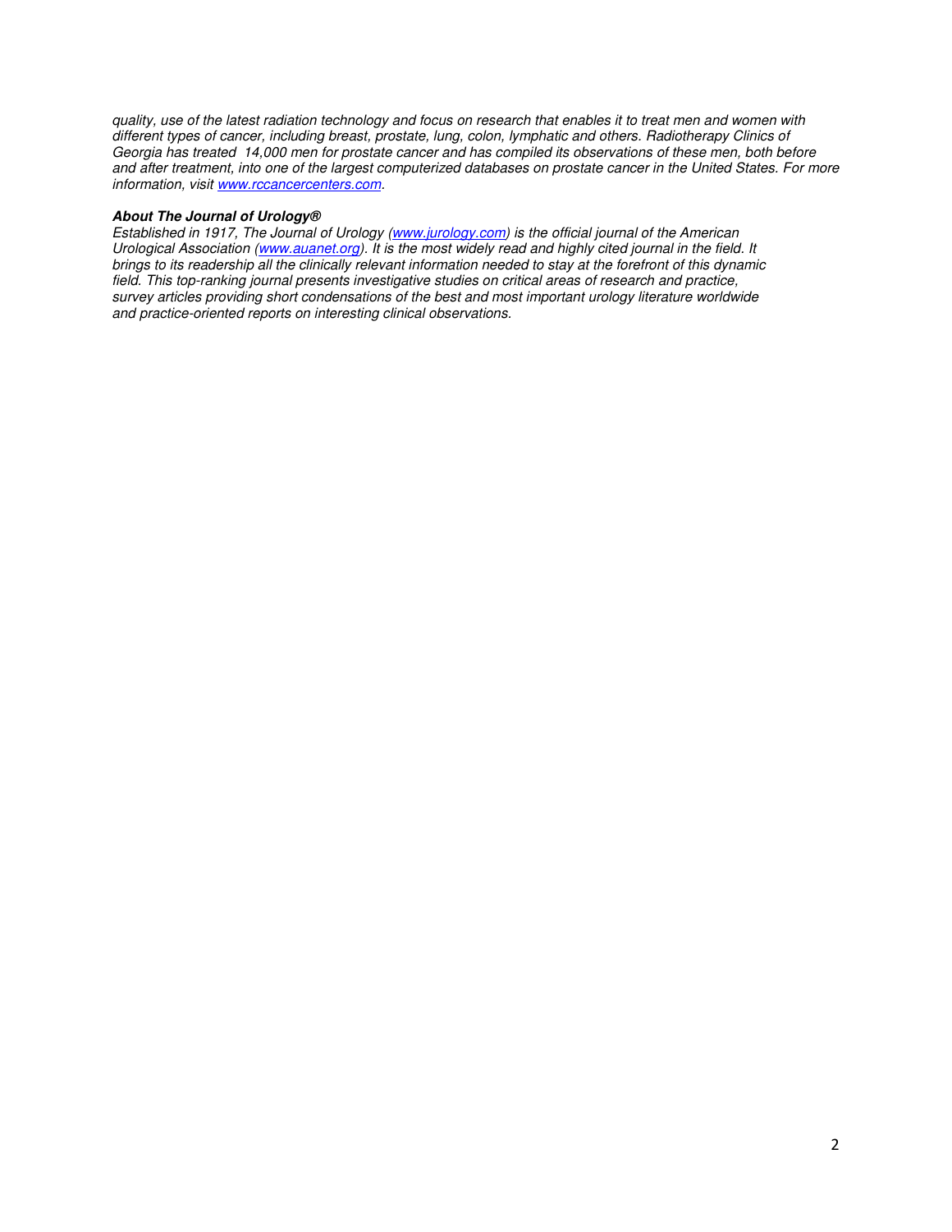*quality, use of the latest radiation technology and focus on research that enables it to treat men and women with different types of cancer, including breast, prostate, lung, colon, lymphatic and others. Radiotherapy Clinics of Georgia has treated 14,000 men for prostate cancer and has compiled its observations of these men, both before and after treatment, into one of the largest computerized databases on prostate cancer in the United States. For more information, visit [www.rccancercenters.com](http://www.rccancercenters.com).*

***About The Journal of Urology®***

*Established in 1917, The Journal of Urology ([www.jurology.com](http://www.jurology.com)) is the official journal of the American Urological Association ([www.auanet.org](http://www.auanet.org)). It is the most widely read and highly cited journal in the field. It brings to its readership all the clinically relevant information needed to stay at the forefront of this dynamic field. This top-ranking journal presents investigative studies on critical areas of research and practice, survey articles providing short condensations of the best and most important urology literature worldwide and practice-oriented reports on interesting clinical observations.*